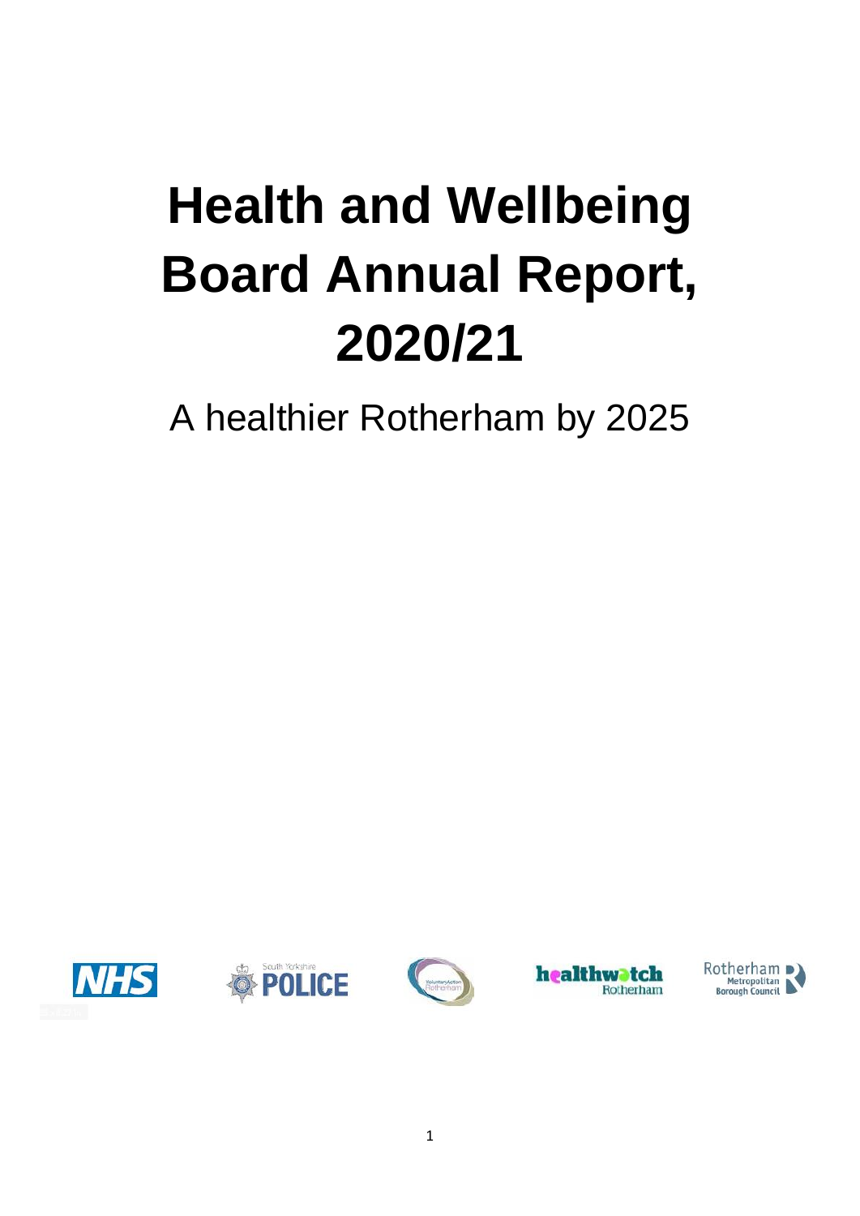# Health and Wellbeing Board Annual Report, 2020/21

A healthier Rotherham by 2025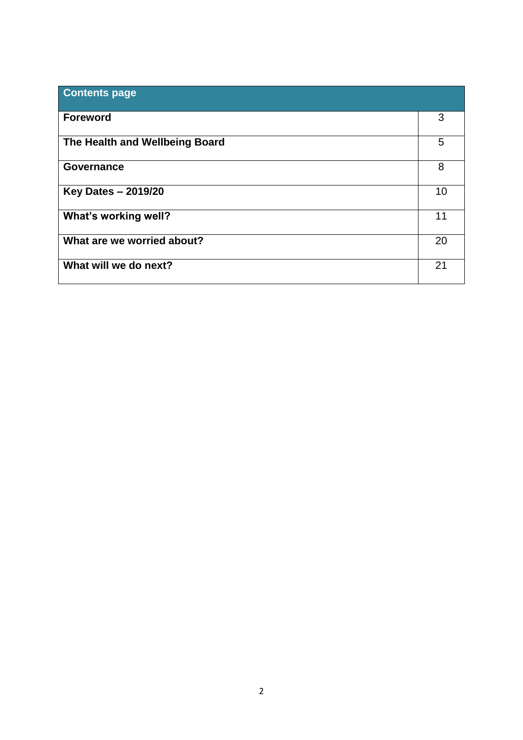| Contents page | |
|---|---|
| **Foreword** | 3 |
| **The Health and Wellbeing Board** | 5 |
| **Governance** | 8 |
| **Key Dates – 2019/20** | 10 |
| **What's working well?** | 11 |
| **What are we worried about?** | 20 |
| **What will we do next?** | 21 |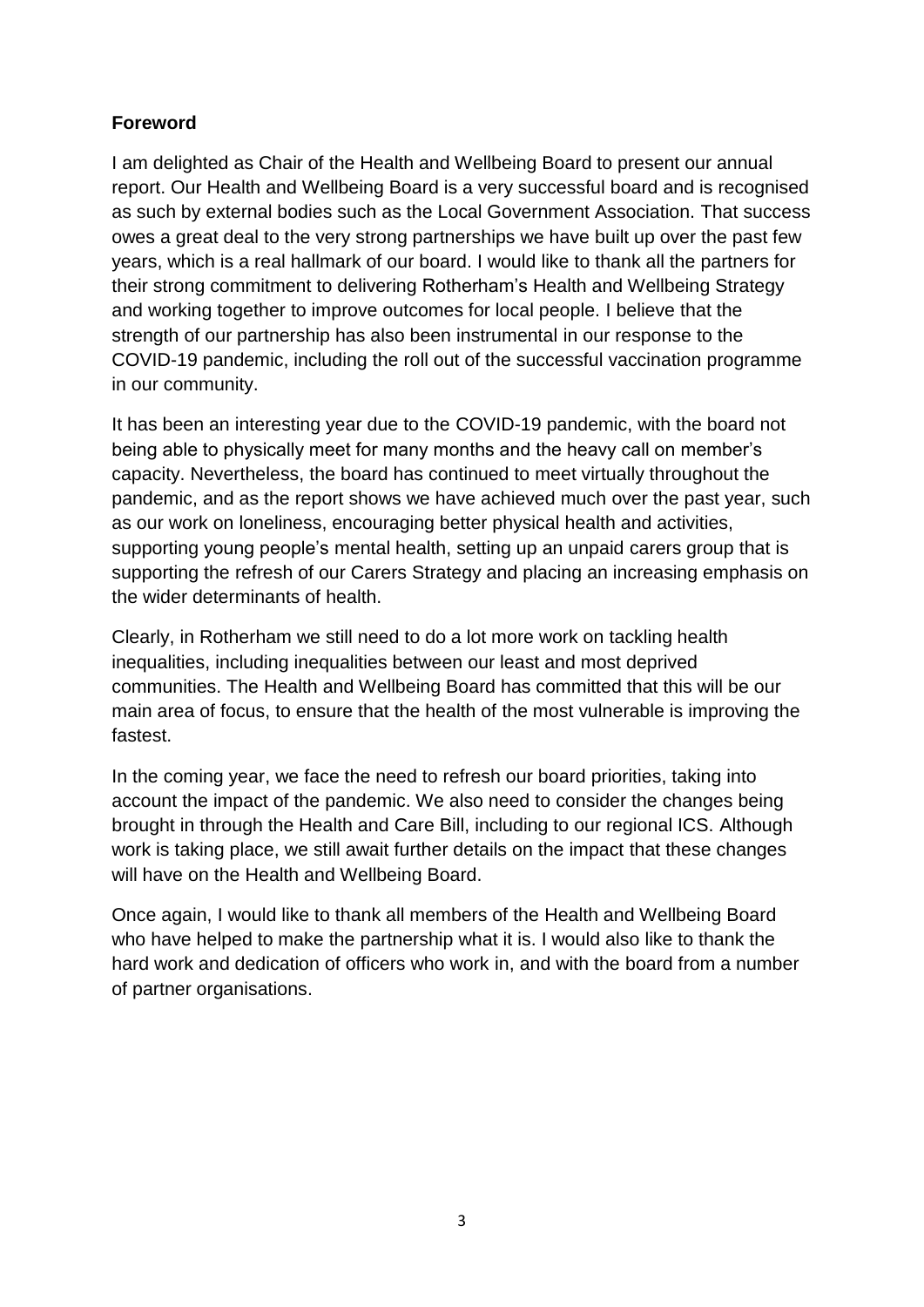**Foreword**

I am delighted as Chair of the Health and Wellbeing Board to present our annual report. Our Health and Wellbeing Board is a very successful board and is recognised as such by external bodies such as the Local Government Association. That success owes a great deal to the very strong partnerships we have built up over the past few years, which is a real hallmark of our board. I would like to thank all the partners for their strong commitment to delivering Rotherham's Health and Wellbeing Strategy and working together to improve outcomes for local people. I believe that the strength of our partnership has also been instrumental in our response to the COVID-19 pandemic, including the roll out of the successful vaccination programme in our community.

It has been an interesting year due to the COVID-19 pandemic, with the board not being able to physically meet for many months and the heavy call on member's capacity. Nevertheless, the board has continued to meet virtually throughout the pandemic, and as the report shows we have achieved much over the past year, such as our work on loneliness, encouraging better physical health and activities, supporting young people's mental health, setting up an unpaid carers group that is supporting the refresh of our Carers Strategy and placing an increasing emphasis on the wider determinants of health.

Clearly, in Rotherham we still need to do a lot more work on tackling health inequalities, including inequalities between our least and most deprived communities. The Health and Wellbeing Board has committed that this will be our main area of focus, to ensure that the health of the most vulnerable is improving the fastest.

In the coming year, we face the need to refresh our board priorities, taking into account the impact of the pandemic. We also need to consider the changes being brought in through the Health and Care Bill, including to our regional ICS. Although work is taking place, we still await further details on the impact that these changes will have on the Health and Wellbeing Board.

Once again, I would like to thank all members of the Health and Wellbeing Board who have helped to make the partnership what it is. I would also like to thank the hard work and dedication of officers who work in, and with the board from a number of partner organisations.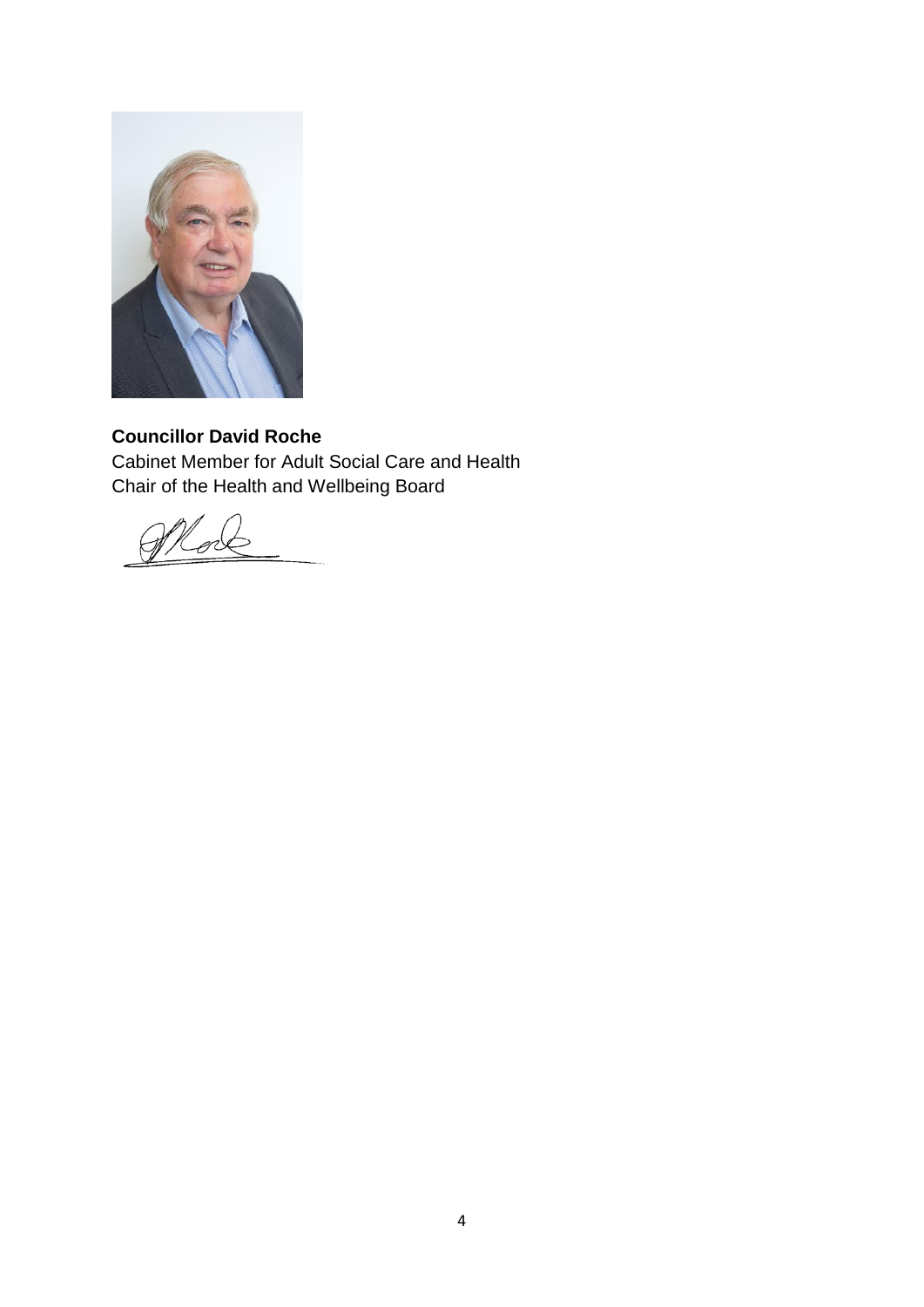**Councillor David Roche**
Cabinet Member for Adult Social Care and Health
Chair of the Health and Wellbeing Board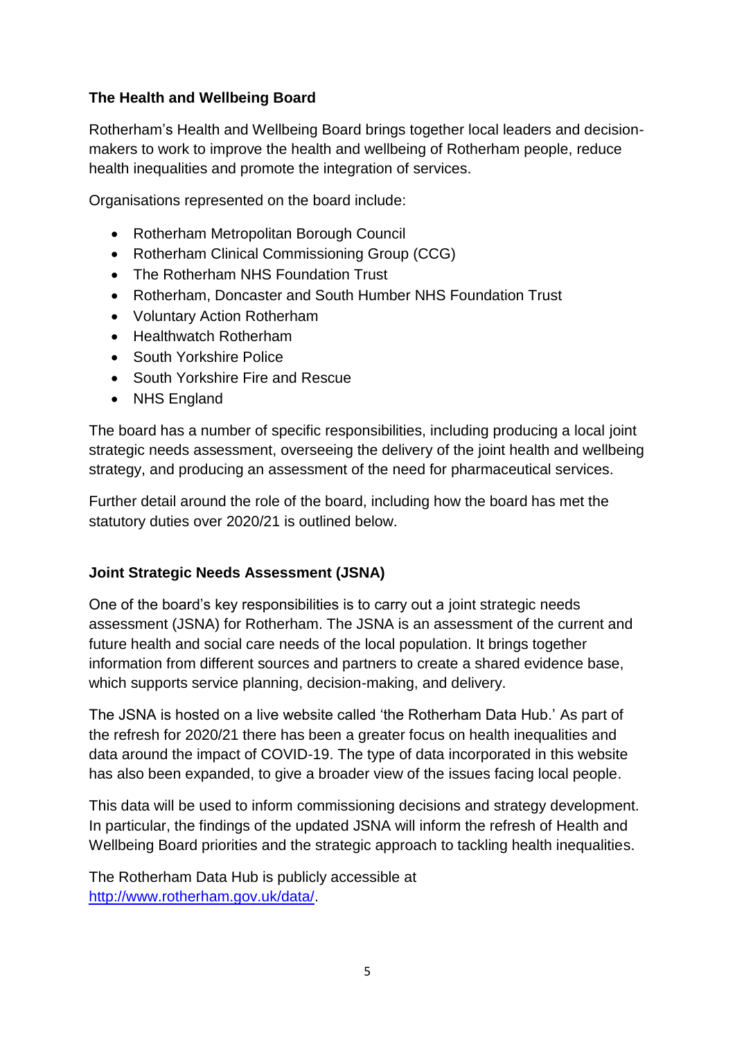**The Health and Wellbeing Board**

Rotherham's Health and Wellbeing Board brings together local leaders and decision-makers to work to improve the health and wellbeing of Rotherham people, reduce health inequalities and promote the integration of services.

Organisations represented on the board include:

- Rotherham Metropolitan Borough Council
- Rotherham Clinical Commissioning Group (CCG)
- The Rotherham NHS Foundation Trust
- Rotherham, Doncaster and South Humber NHS Foundation Trust
- Voluntary Action Rotherham
- Healthwatch Rotherham
- South Yorkshire Police
- South Yorkshire Fire and Rescue
- NHS England

The board has a number of specific responsibilities, including producing a local joint strategic needs assessment, overseeing the delivery of the joint health and wellbeing strategy, and producing an assessment of the need for pharmaceutical services.

Further detail around the role of the board, including how the board has met the statutory duties over 2020/21 is outlined below.

**Joint Strategic Needs Assessment (JSNA)**

One of the board's key responsibilities is to carry out a joint strategic needs assessment (JSNA) for Rotherham. The JSNA is an assessment of the current and future health and social care needs of the local population. It brings together information from different sources and partners to create a shared evidence base, which supports service planning, decision-making, and delivery.

The JSNA is hosted on a live website called 'the Rotherham Data Hub.' As part of the refresh for 2020/21 there has been a greater focus on health inequalities and data around the impact of COVID-19. The type of data incorporated in this website has also been expanded, to give a broader view of the issues facing local people.

This data will be used to inform commissioning decisions and strategy development. In particular, the findings of the updated JSNA will inform the refresh of Health and Wellbeing Board priorities and the strategic approach to tackling health inequalities.

The Rotherham Data Hub is publicly accessible at [http://www.rotherham.gov.uk/data/](http://www.rotherham.gov.uk/data/).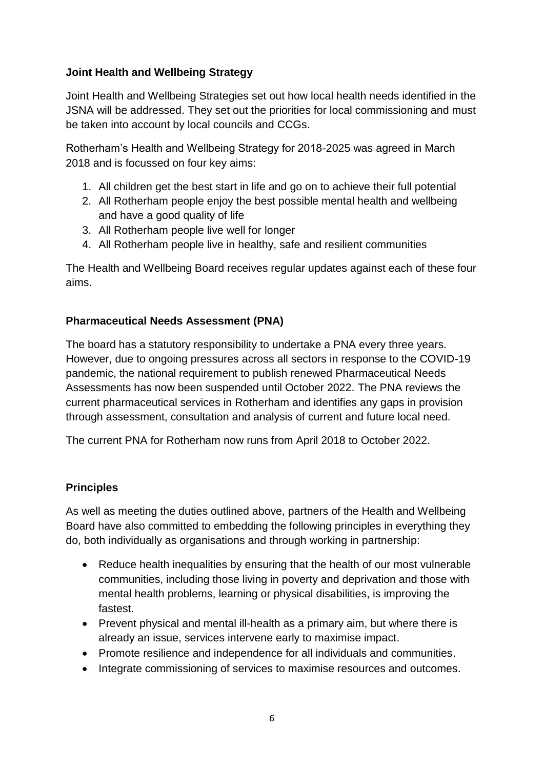### Joint Health and Wellbeing Strategy

Joint Health and Wellbeing Strategies set out how local health needs identified in the JSNA will be addressed. They set out the priorities for local commissioning and must be taken into account by local councils and CCGs.

Rotherham's Health and Wellbeing Strategy for 2018-2025 was agreed in March 2018 and is focussed on four key aims:

1. All children get the best start in life and go on to achieve their full potential
2. All Rotherham people enjoy the best possible mental health and wellbeing and have a good quality of life
3. All Rotherham people live well for longer
4. All Rotherham people live in healthy, safe and resilient communities

The Health and Wellbeing Board receives regular updates against each of these four aims.

### Pharmaceutical Needs Assessment (PNA)

The board has a statutory responsibility to undertake a PNA every three years. However, due to ongoing pressures across all sectors in response to the COVID-19 pandemic, the national requirement to publish renewed Pharmaceutical Needs Assessments has now been suspended until October 2022. The PNA reviews the current pharmaceutical services in Rotherham and identifies any gaps in provision through assessment, consultation and analysis of current and future local need.

The current PNA for Rotherham now runs from April 2018 to October 2022.

### Principles

As well as meeting the duties outlined above, partners of the Health and Wellbeing Board have also committed to embedding the following principles in everything they do, both individually as organisations and through working in partnership:

- Reduce health inequalities by ensuring that the health of our most vulnerable communities, including those living in poverty and deprivation and those with mental health problems, learning or physical disabilities, is improving the fastest.
- Prevent physical and mental ill-health as a primary aim, but where there is already an issue, services intervene early to maximise impact.
- Promote resilience and independence for all individuals and communities.
- Integrate commissioning of services to maximise resources and outcomes.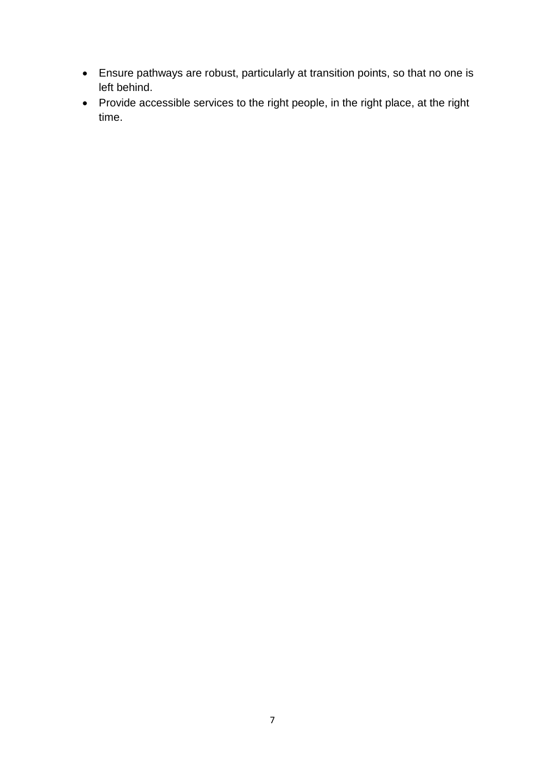- Ensure pathways are robust, particularly at transition points, so that no one is left behind.
- Provide accessible services to the right people, in the right place, at the right time.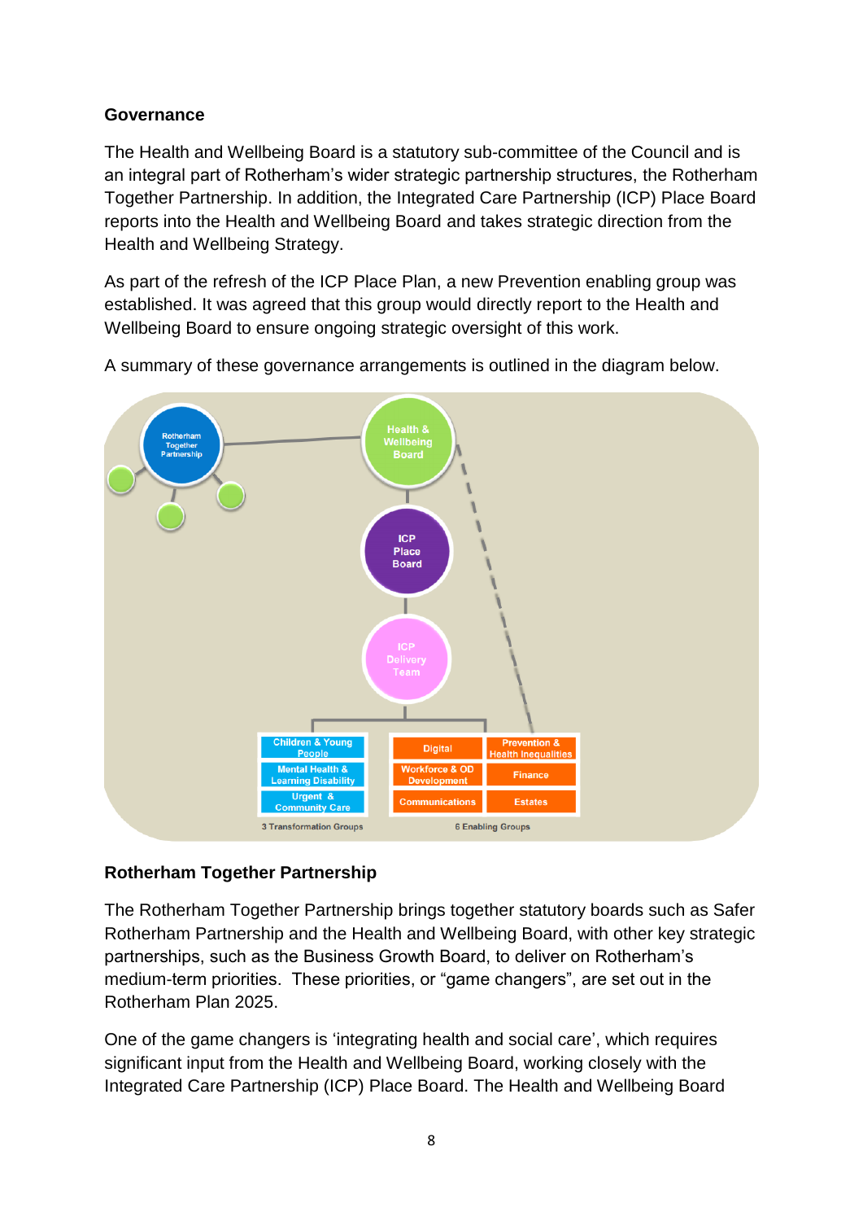## Governance

The Health and Wellbeing Board is a statutory sub-committee of the Council and is an integral part of Rotherham's wider strategic partnership structures, the Rotherham Together Partnership. In addition, the Integrated Care Partnership (ICP) Place Board reports into the Health and Wellbeing Board and takes strategic direction from the Health and Wellbeing Strategy.

As part of the refresh of the ICP Place Plan, a new Prevention enabling group was established. It was agreed that this group would directly report to the Health and Wellbeing Board to ensure ongoing strategic oversight of this work.

A summary of these governance arrangements is outlined in the diagram below.

Rotherham Together Partnership

Health & Wellbeing Board

ICP Place Board

ICP Delivery Team

| 3 Transformation Groups | 6 Enabling Groups | |
|---|---|---|
| Children & Young People | Digital | Prevention & Health Inequalities |
| Mental Health & Learning Disability | Workforce & OD Development | Finance |
| Urgent & Community Care | Communications | Estates |

## Rotherham Together Partnership

The Rotherham Together Partnership brings together statutory boards such as Safer Rotherham Partnership and the Health and Wellbeing Board, with other key strategic partnerships, such as the Business Growth Board, to deliver on Rotherham's medium-term priorities. These priorities, or "game changers", are set out in the Rotherham Plan 2025.

One of the game changers is 'integrating health and social care', which requires significant input from the Health and Wellbeing Board, working closely with the Integrated Care Partnership (ICP) Place Board. The Health and Wellbeing Board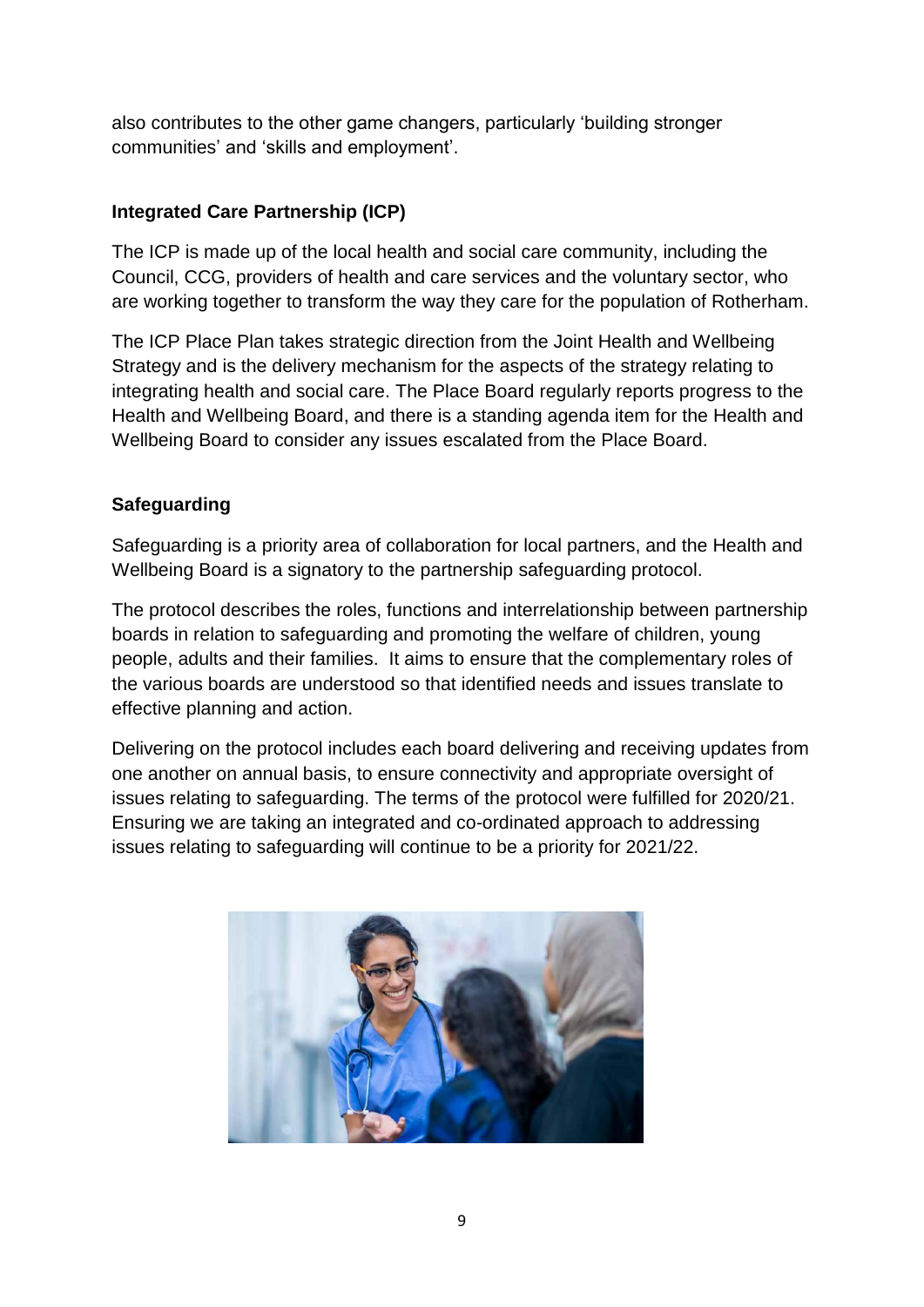also contributes to the other game changers, particularly 'building stronger communities' and 'skills and employment'.

## Integrated Care Partnership (ICP)

The ICP is made up of the local health and social care community, including the Council, CCG, providers of health and care services and the voluntary sector, who are working together to transform the way they care for the population of Rotherham.

The ICP Place Plan takes strategic direction from the Joint Health and Wellbeing Strategy and is the delivery mechanism for the aspects of the strategy relating to integrating health and social care. The Place Board regularly reports progress to the Health and Wellbeing Board, and there is a standing agenda item for the Health and Wellbeing Board to consider any issues escalated from the Place Board.

## Safeguarding

Safeguarding is a priority area of collaboration for local partners, and the Health and Wellbeing Board is a signatory to the partnership safeguarding protocol.

The protocol describes the roles, functions and interrelationship between partnership boards in relation to safeguarding and promoting the welfare of children, young people, adults and their families. It aims to ensure that the complementary roles of the various boards are understood so that identified needs and issues translate to effective planning and action.

Delivering on the protocol includes each board delivering and receiving updates from one another on annual basis, to ensure connectivity and appropriate oversight of issues relating to safeguarding. The terms of the protocol were fulfilled for 2020/21. Ensuring we are taking an integrated and co-ordinated approach to addressing issues relating to safeguarding will continue to be a priority for 2021/22.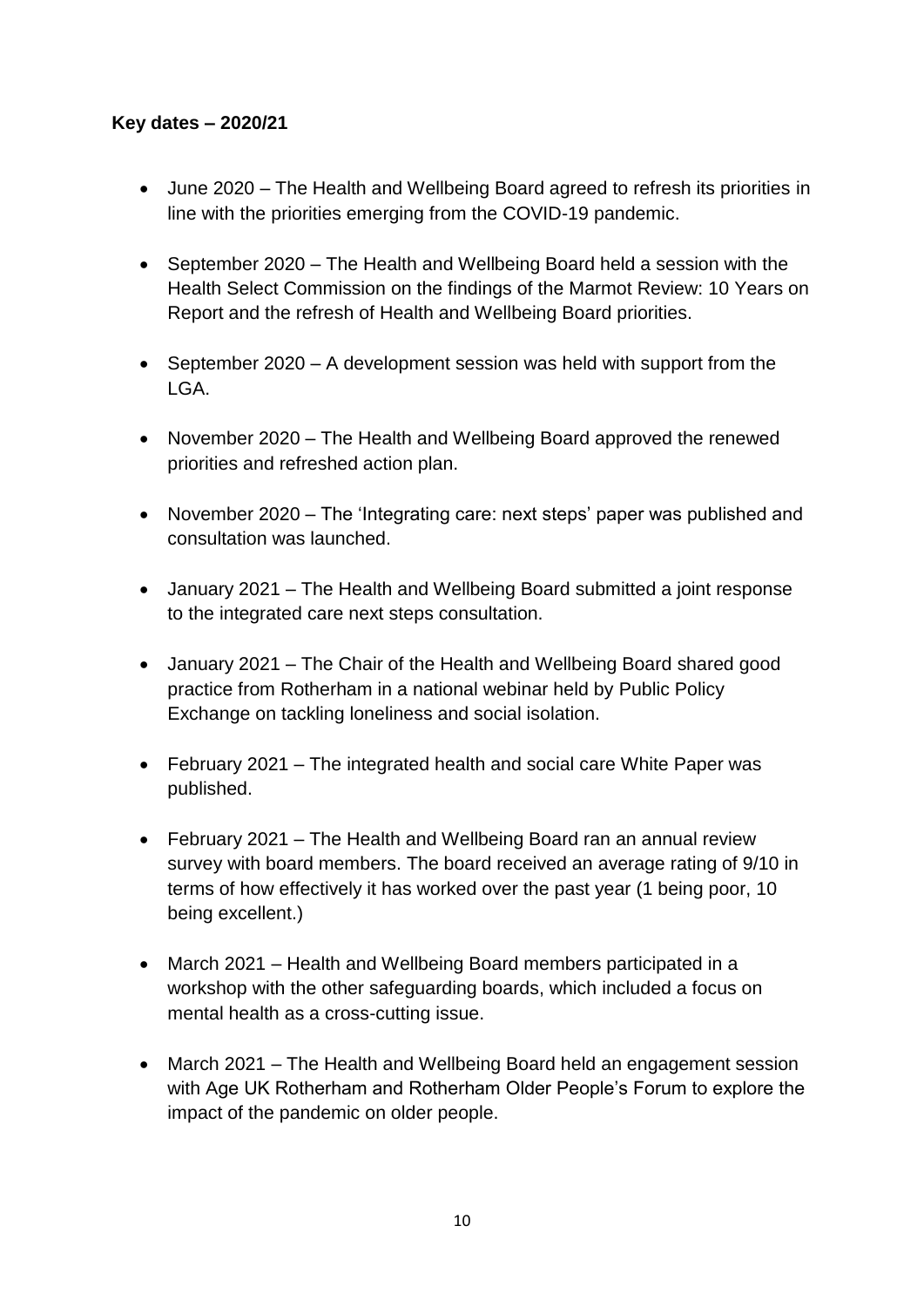**Key dates – 2020/21**

- June 2020 – The Health and Wellbeing Board agreed to refresh its priorities in line with the priorities emerging from the COVID-19 pandemic.
- September 2020 – The Health and Wellbeing Board held a session with the Health Select Commission on the findings of the Marmot Review: 10 Years on Report and the refresh of Health and Wellbeing Board priorities.
- September 2020 – A development session was held with support from the LGA.
- November 2020 – The Health and Wellbeing Board approved the renewed priorities and refreshed action plan.
- November 2020 – The 'Integrating care: next steps' paper was published and consultation was launched.
- January 2021 – The Health and Wellbeing Board submitted a joint response to the integrated care next steps consultation.
- January 2021 – The Chair of the Health and Wellbeing Board shared good practice from Rotherham in a national webinar held by Public Policy Exchange on tackling loneliness and social isolation.
- February 2021 – The integrated health and social care White Paper was published.
- February 2021 – The Health and Wellbeing Board ran an annual review survey with board members. The board received an average rating of 9/10 in terms of how effectively it has worked over the past year (1 being poor, 10 being excellent.)
- March 2021 – Health and Wellbeing Board members participated in a workshop with the other safeguarding boards, which included a focus on mental health as a cross-cutting issue.
- March 2021 – The Health and Wellbeing Board held an engagement session with Age UK Rotherham and Rotherham Older People's Forum to explore the impact of the pandemic on older people.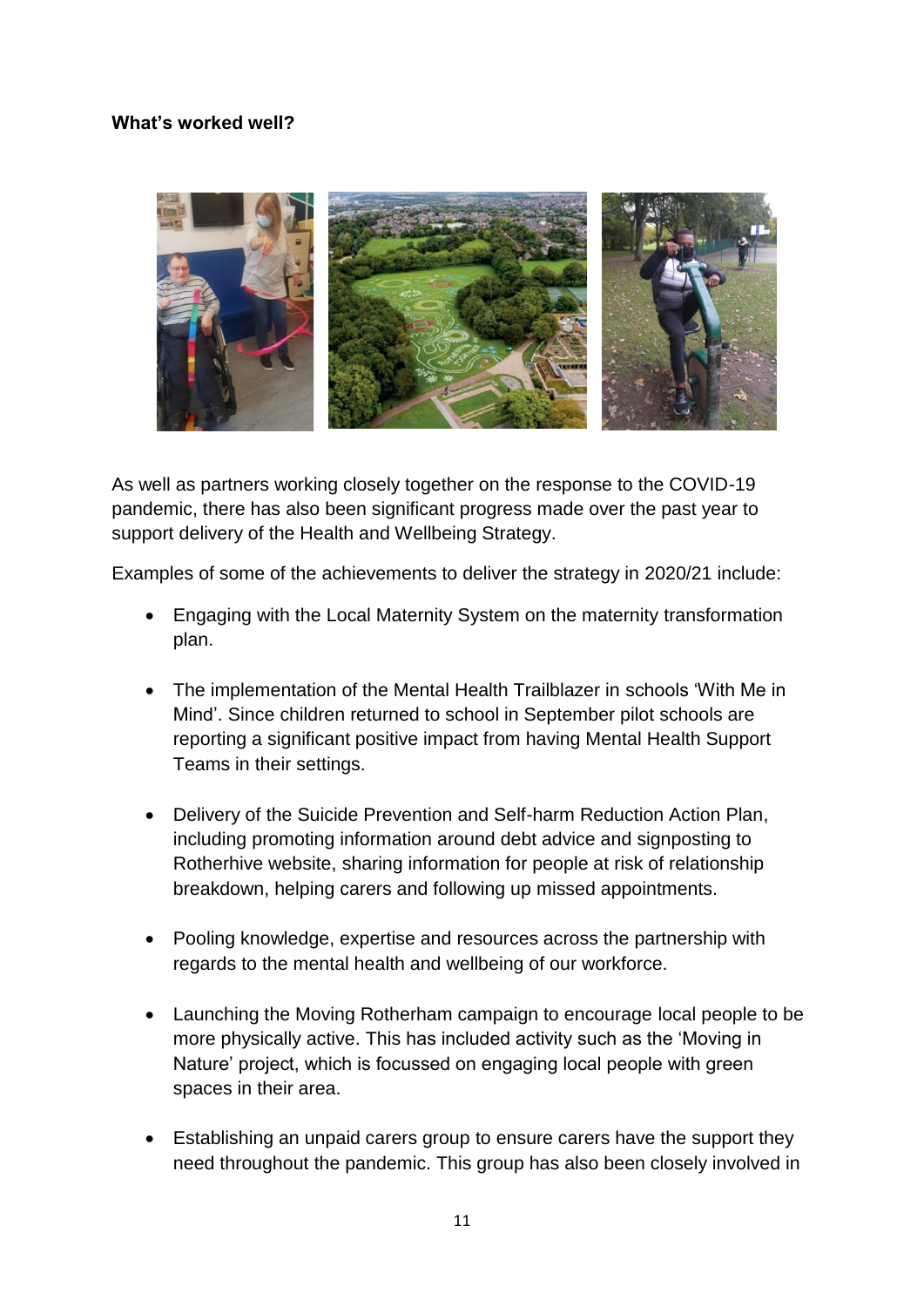**What's worked well?**

As well as partners working closely together on the response to the COVID-19 pandemic, there has also been significant progress made over the past year to support delivery of the Health and Wellbeing Strategy.

Examples of some of the achievements to deliver the strategy in 2020/21 include:

- Engaging with the Local Maternity System on the maternity transformation plan.

- The implementation of the Mental Health Trailblazer in schools 'With Me in Mind'. Since children returned to school in September pilot schools are reporting a significant positive impact from having Mental Health Support Teams in their settings.

- Delivery of the Suicide Prevention and Self-harm Reduction Action Plan, including promoting information around debt advice and signposting to Rotherhive website, sharing information for people at risk of relationship breakdown, helping carers and following up missed appointments.

- Pooling knowledge, expertise and resources across the partnership with regards to the mental health and wellbeing of our workforce.

- Launching the Moving Rotherham campaign to encourage local people to be more physically active. This has included activity such as the 'Moving in Nature' project, which is focussed on engaging local people with green spaces in their area.

- Establishing an unpaid carers group to ensure carers have the support they need throughout the pandemic. This group has also been closely involved in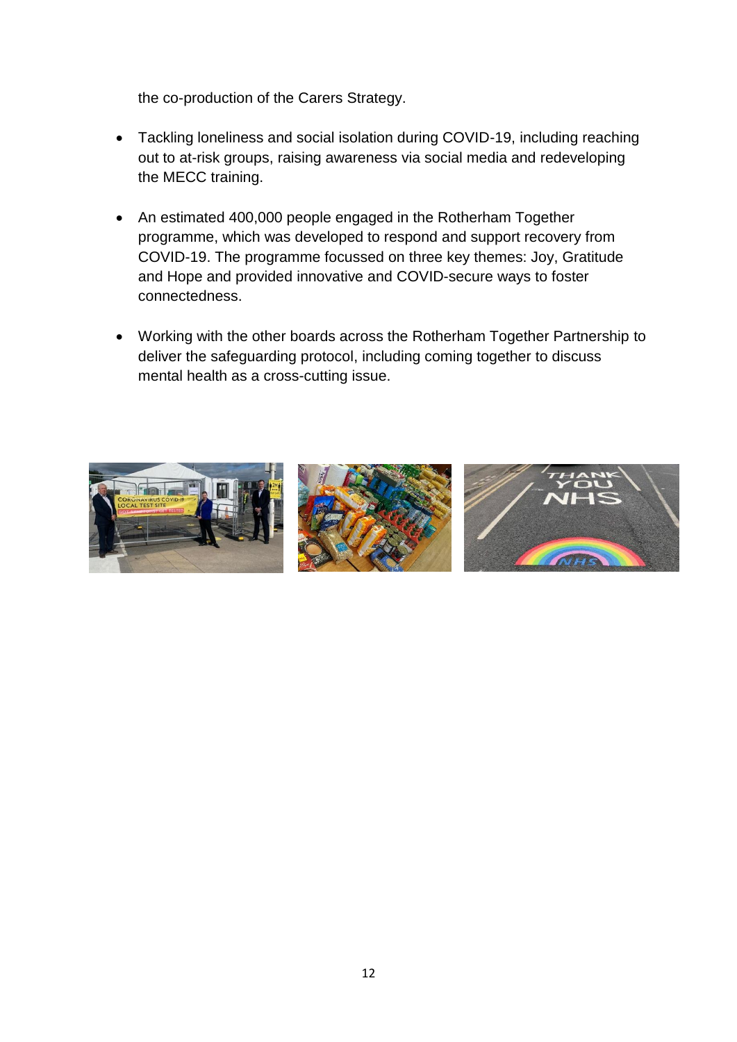the co-production of the Carers Strategy.

- Tackling loneliness and social isolation during COVID-19, including reaching out to at-risk groups, raising awareness via social media and redeveloping the MECC training.

- An estimated 400,000 people engaged in the Rotherham Together programme, which was developed to respond and support recovery from COVID-19. The programme focussed on three key themes: Joy, Gratitude and Hope and provided innovative and COVID-secure ways to foster connectedness.

- Working with the other boards across the Rotherham Together Partnership to deliver the safeguarding protocol, including coming together to discuss mental health as a cross-cutting issue.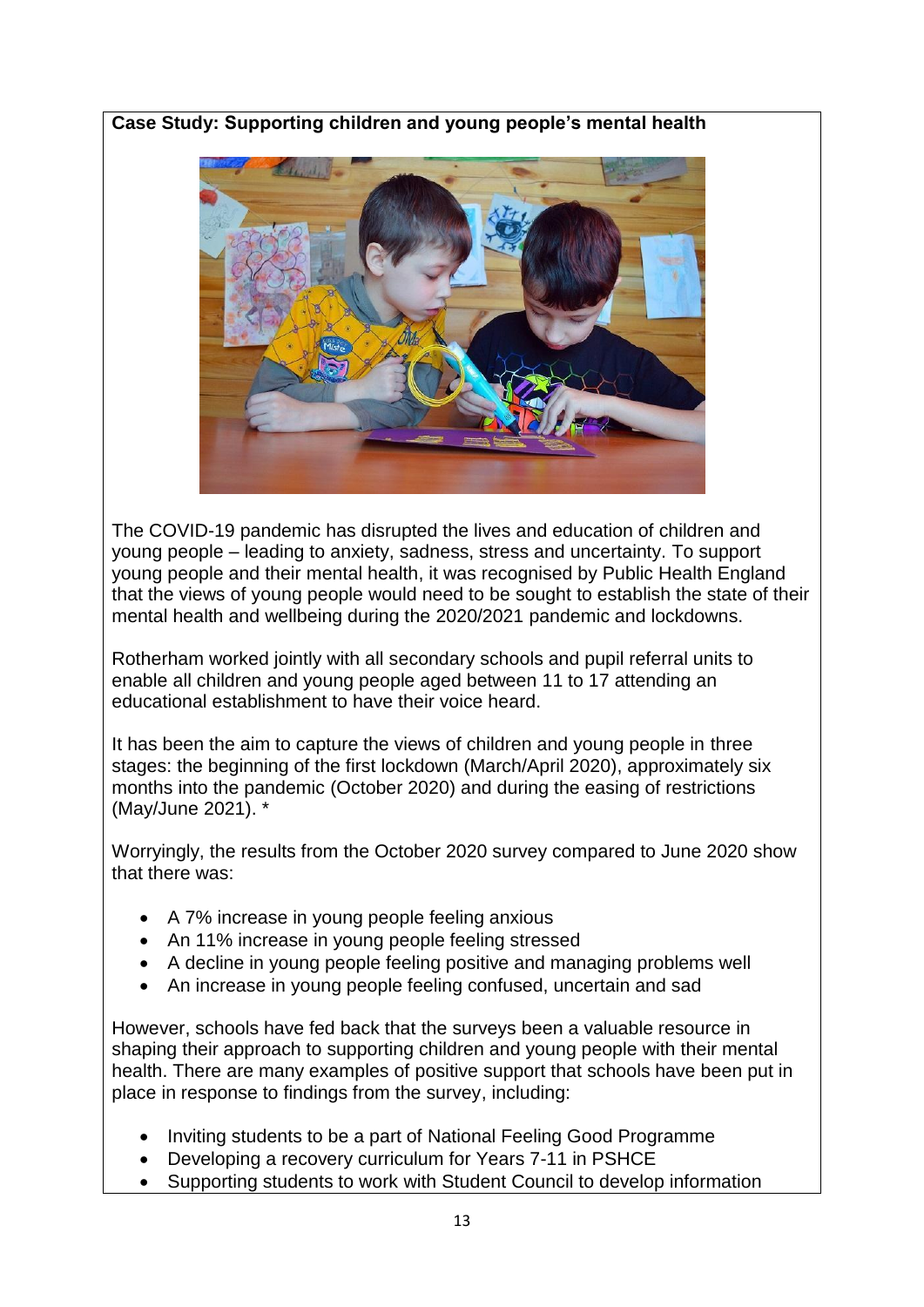**Case Study: Supporting children and young people's mental health**

The COVID-19 pandemic has disrupted the lives and education of children and young people – leading to anxiety, sadness, stress and uncertainty. To support young people and their mental health, it was recognised by Public Health England that the views of young people would need to be sought to establish the state of their mental health and wellbeing during the 2020/2021 pandemic and lockdowns.

Rotherham worked jointly with all secondary schools and pupil referral units to enable all children and young people aged between 11 to 17 attending an educational establishment to have their voice heard.

It has been the aim to capture the views of children and young people in three stages: the beginning of the first lockdown (March/April 2020), approximately six months into the pandemic (October 2020) and during the easing of restrictions (May/June 2021). *

Worryingly, the results from the October 2020 survey compared to June 2020 show that there was:

- A 7% increase in young people feeling anxious
- An 11% increase in young people feeling stressed
- A decline in young people feeling positive and managing problems well
- An increase in young people feeling confused, uncertain and sad

However, schools have fed back that the surveys been a valuable resource in shaping their approach to supporting children and young people with their mental health. There are many examples of positive support that schools have been put in place in response to findings from the survey, including:

- Inviting students to be a part of National Feeling Good Programme
- Developing a recovery curriculum for Years 7-11 in PSHCE
- Supporting students to work with Student Council to develop information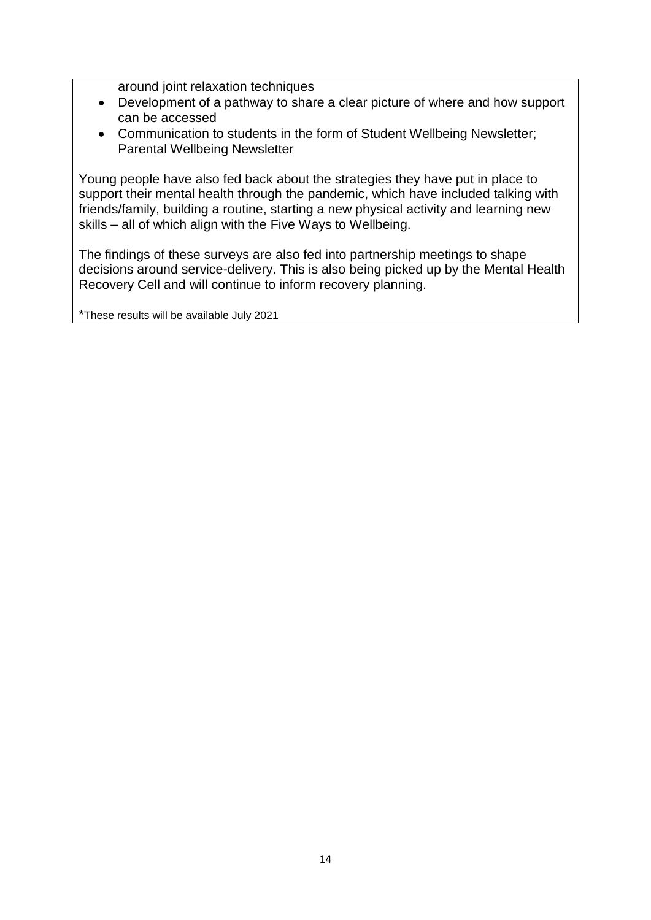around joint relaxation techniques

- Development of a pathway to share a clear picture of where and how support can be accessed
- Communication to students in the form of Student Wellbeing Newsletter; Parental Wellbeing Newsletter

Young people have also fed back about the strategies they have put in place to support their mental health through the pandemic, which have included talking with friends/family, building a routine, starting a new physical activity and learning new skills – all of which align with the Five Ways to Wellbeing.

The findings of these surveys are also fed into partnership meetings to shape decisions around service-delivery. This is also being picked up by the Mental Health Recovery Cell and will continue to inform recovery planning.

*These results will be available July 2021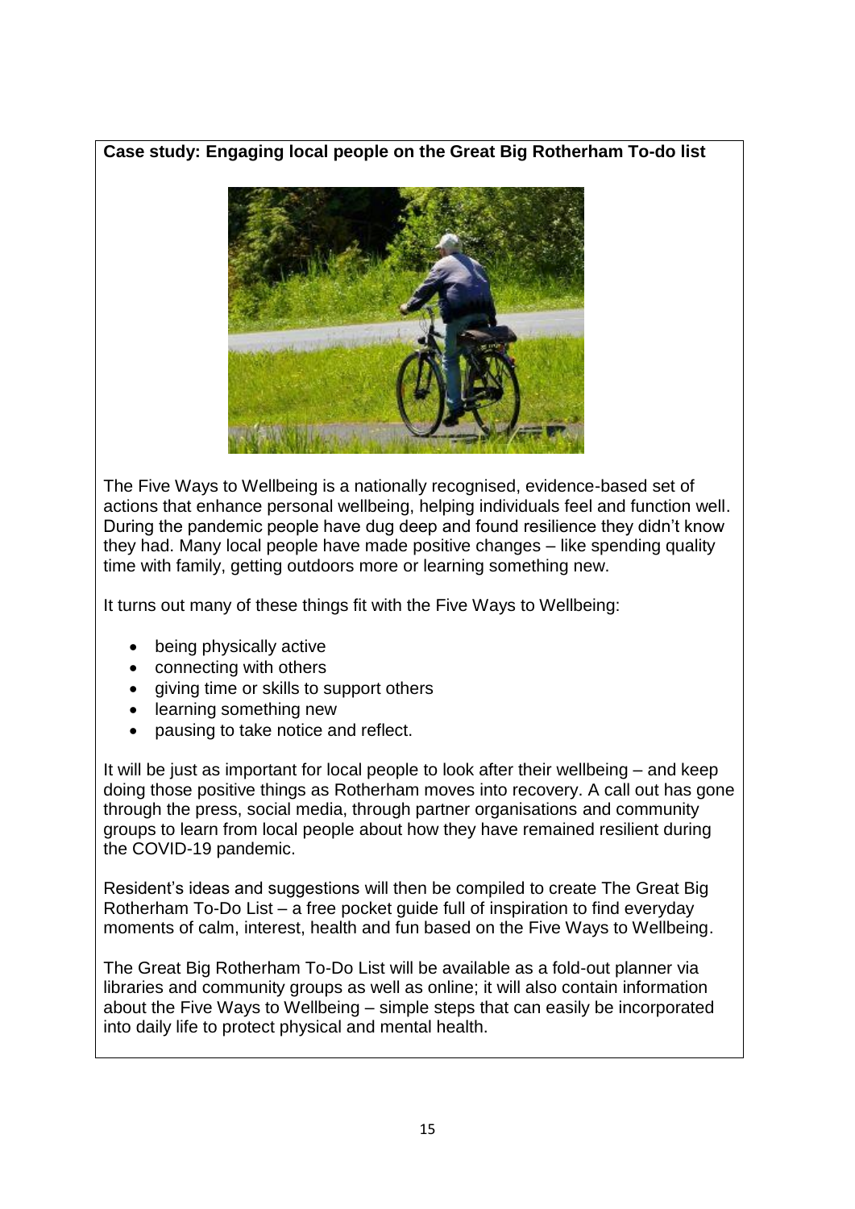**Case study: Engaging local people on the Great Big Rotherham To-do list**

The Five Ways to Wellbeing is a nationally recognised, evidence-based set of actions that enhance personal wellbeing, helping individuals feel and function well. During the pandemic people have dug deep and found resilience they didn't know they had. Many local people have made positive changes – like spending quality time with family, getting outdoors more or learning something new.

It turns out many of these things fit with the Five Ways to Wellbeing:

- being physically active
- connecting with others
- giving time or skills to support others
- learning something new
- pausing to take notice and reflect.

It will be just as important for local people to look after their wellbeing – and keep doing those positive things as Rotherham moves into recovery. A call out has gone through the press, social media, through partner organisations and community groups to learn from local people about how they have remained resilient during the COVID-19 pandemic.

Resident's ideas and suggestions will then be compiled to create The Great Big Rotherham To-Do List – a free pocket guide full of inspiration to find everyday moments of calm, interest, health and fun based on the Five Ways to Wellbeing.

The Great Big Rotherham To-Do List will be available as a fold-out planner via libraries and community groups as well as online; it will also contain information about the Five Ways to Wellbeing – simple steps that can easily be incorporated into daily life to protect physical and mental health.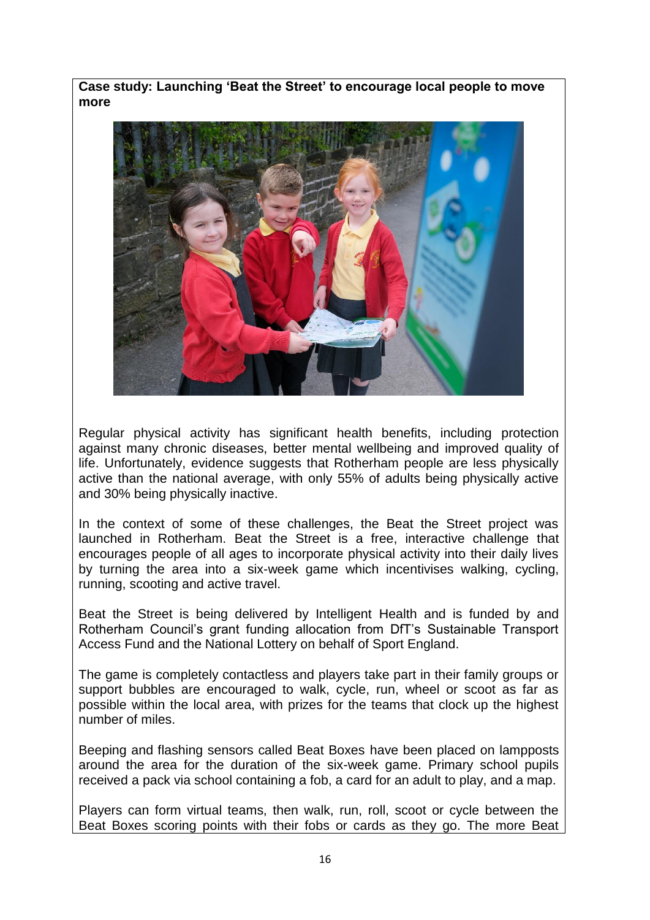**Case study: Launching 'Beat the Street' to encourage local people to move more**

Regular physical activity has significant health benefits, including protection against many chronic diseases, better mental wellbeing and improved quality of life. Unfortunately, evidence suggests that Rotherham people are less physically active than the national average, with only 55% of adults being physically active and 30% being physically inactive.

In the context of some of these challenges, the Beat the Street project was launched in Rotherham. Beat the Street is a free, interactive challenge that encourages people of all ages to incorporate physical activity into their daily lives by turning the area into a six-week game which incentivises walking, cycling, running, scooting and active travel.

Beat the Street is being delivered by Intelligent Health and is funded by and Rotherham Council's grant funding allocation from DfT's Sustainable Transport Access Fund and the National Lottery on behalf of Sport England.

The game is completely contactless and players take part in their family groups or support bubbles are encouraged to walk, cycle, run, wheel or scoot as far as possible within the local area, with prizes for the teams that clock up the highest number of miles.

Beeping and flashing sensors called Beat Boxes have been placed on lampposts around the area for the duration of the six-week game. Primary school pupils received a pack via school containing a fob, a card for an adult to play, and a map.

Players can form virtual teams, then walk, run, roll, scoot or cycle between the Beat Boxes scoring points with their fobs or cards as they go. The more Beat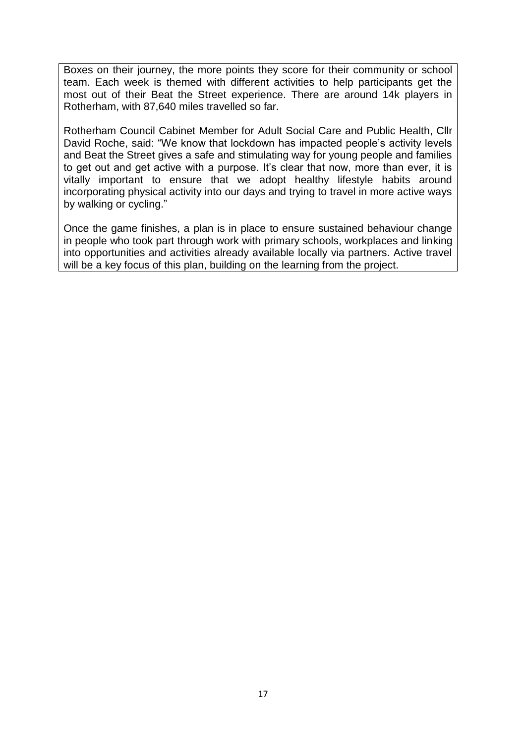Boxes on their journey, the more points they score for their community or school team. Each week is themed with different activities to help participants get the most out of their Beat the Street experience. There are around 14k players in Rotherham, with 87,640 miles travelled so far.

Rotherham Council Cabinet Member for Adult Social Care and Public Health, Cllr David Roche, said: "We know that lockdown has impacted people's activity levels and Beat the Street gives a safe and stimulating way for young people and families to get out and get active with a purpose. It's clear that now, more than ever, it is vitally important to ensure that we adopt healthy lifestyle habits around incorporating physical activity into our days and trying to travel in more active ways by walking or cycling."

Once the game finishes, a plan is in place to ensure sustained behaviour change in people who took part through work with primary schools, workplaces and linking into opportunities and activities already available locally via partners. Active travel will be a key focus of this plan, building on the learning from the project.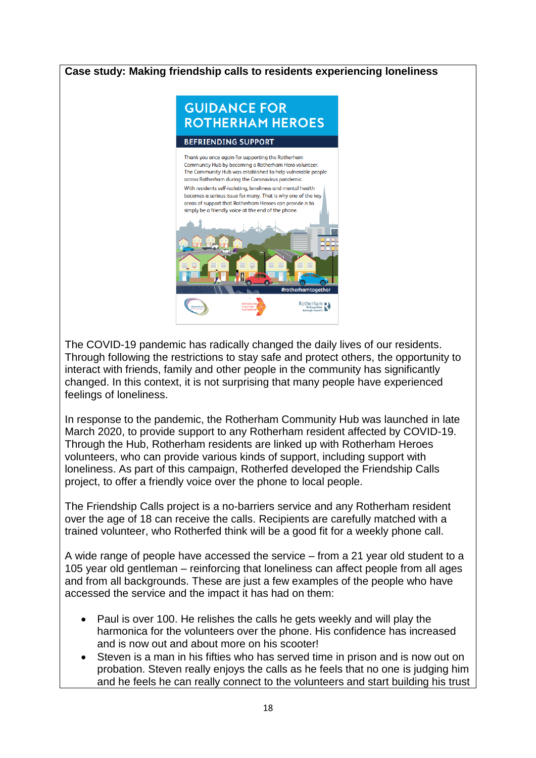**Case study: Making friendship calls to residents experiencing loneliness**

GUIDANCE FOR ROTHERHAM HEROES

BEFRIENDING SUPPORT

Thank you once again for supporting the Rotherham Community Hub by becoming a Rotherham Hero volunteer. The Community Hub was established to help vulnerable people across Rotherham during the Coronavirus pandemic.

With residents self-isolating, loneliness and mental health becomes a serious issue for many. That is why one of the key areas of support that Rotherham Heroes can provide is to simply be a friendly voice at the end of the phone.

#rotherhamtogether

The COVID-19 pandemic has radically changed the daily lives of our residents. Through following the restrictions to stay safe and protect others, the opportunity to interact with friends, family and other people in the community has significantly changed. In this context, it is not surprising that many people have experienced feelings of loneliness.

In response to the pandemic, the Rotherham Community Hub was launched in late March 2020, to provide support to any Rotherham resident affected by COVID-19. Through the Hub, Rotherham residents are linked up with Rotherham Heroes volunteers, who can provide various kinds of support, including support with loneliness. As part of this campaign, Rotherfed developed the Friendship Calls project, to offer a friendly voice over the phone to local people.

The Friendship Calls project is a no-barriers service and any Rotherham resident over the age of 18 can receive the calls. Recipients are carefully matched with a trained volunteer, who Rotherfed think will be a good fit for a weekly phone call.

A wide range of people have accessed the service – from a 21 year old student to a 105 year old gentleman – reinforcing that loneliness can affect people from all ages and from all backgrounds. These are just a few examples of the people who have accessed the service and the impact it has had on them:

- Paul is over 100. He relishes the calls he gets weekly and will play the harmonica for the volunteers over the phone. His confidence has increased and is now out and about more on his scooter!
- Steven is a man in his fifties who has served time in prison and is now out on probation. Steven really enjoys the calls as he feels that no one is judging him and he feels he can really connect to the volunteers and start building his trust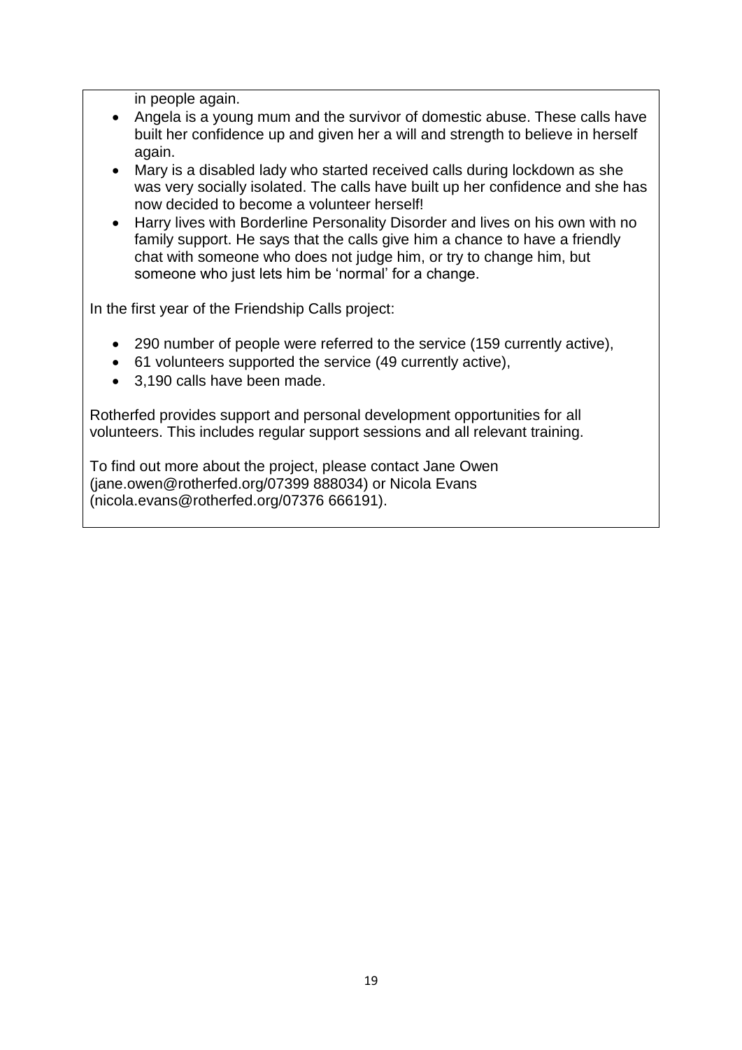in people again.

- Angela is a young mum and the survivor of domestic abuse. These calls have built her confidence up and given her a will and strength to believe in herself again.
- Mary is a disabled lady who started received calls during lockdown as she was very socially isolated. The calls have built up her confidence and she has now decided to become a volunteer herself!
- Harry lives with Borderline Personality Disorder and lives on his own with no family support. He says that the calls give him a chance to have a friendly chat with someone who does not judge him, or try to change him, but someone who just lets him be 'normal' for a change.

In the first year of the Friendship Calls project:

- 290 number of people were referred to the service (159 currently active),
- 61 volunteers supported the service (49 currently active),
- 3,190 calls have been made.

Rotherfed provides support and personal development opportunities for all volunteers. This includes regular support sessions and all relevant training.

To find out more about the project, please contact Jane Owen (jane.owen@rotherfed.org/07399 888034) or Nicola Evans (nicola.evans@rotherfed.org/07376 666191).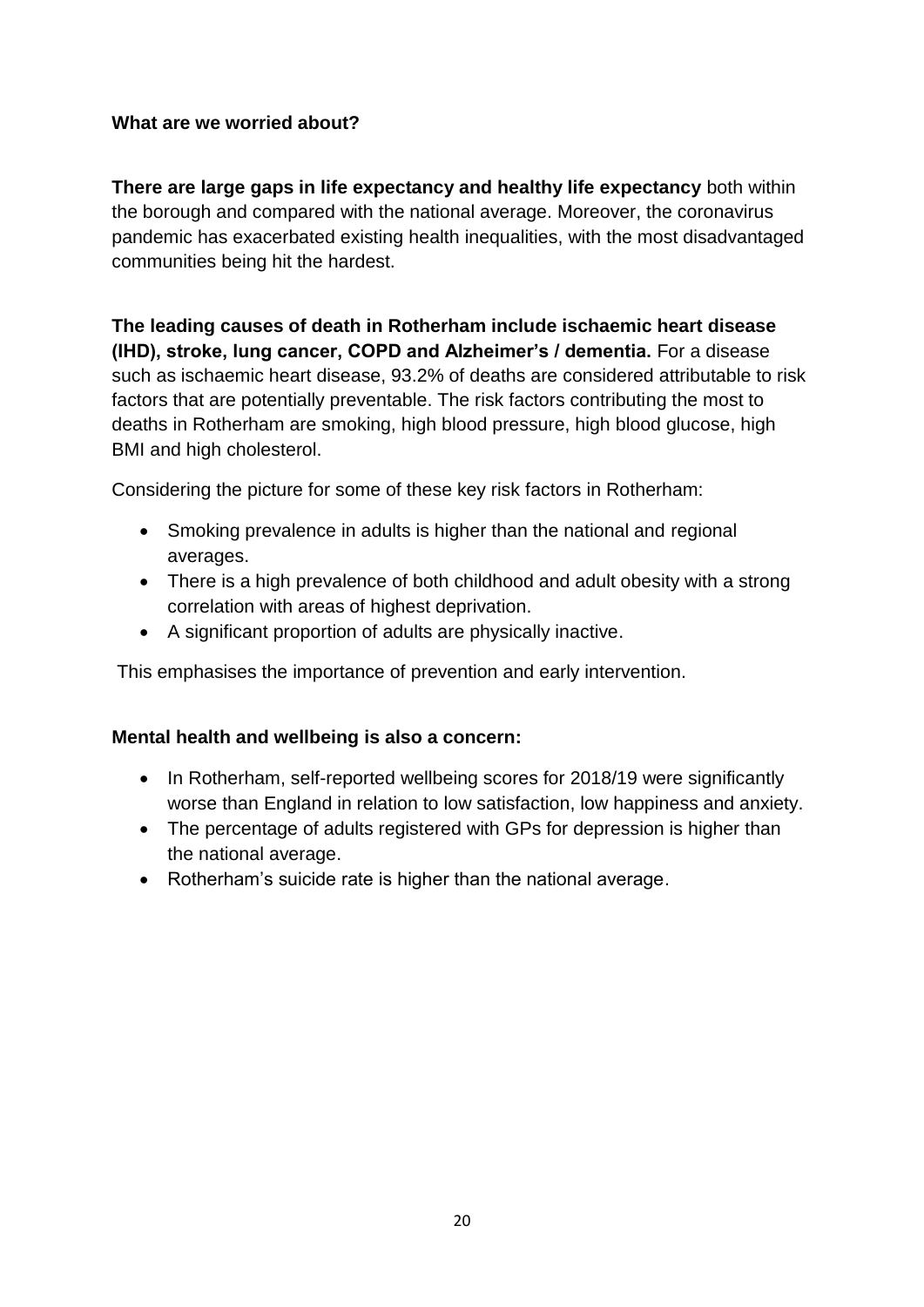**What are we worried about?**

**There are large gaps in life expectancy and healthy life expectancy** both within the borough and compared with the national average. Moreover, the coronavirus pandemic has exacerbated existing health inequalities, with the most disadvantaged communities being hit the hardest.

**The leading causes of death in Rotherham include ischaemic heart disease (IHD), stroke, lung cancer, COPD and Alzheimer's / dementia.** For a disease such as ischaemic heart disease, 93.2% of deaths are considered attributable to risk factors that are potentially preventable. The risk factors contributing the most to deaths in Rotherham are smoking, high blood pressure, high blood glucose, high BMI and high cholesterol.

Considering the picture for some of these key risk factors in Rotherham:

- Smoking prevalence in adults is higher than the national and regional averages.
- There is a high prevalence of both childhood and adult obesity with a strong correlation with areas of highest deprivation.
- A significant proportion of adults are physically inactive.

This emphasises the importance of prevention and early intervention.

**Mental health and wellbeing is also a concern:**

- In Rotherham, self-reported wellbeing scores for 2018/19 were significantly worse than England in relation to low satisfaction, low happiness and anxiety.
- The percentage of adults registered with GPs for depression is higher than the national average.
- Rotherham's suicide rate is higher than the national average.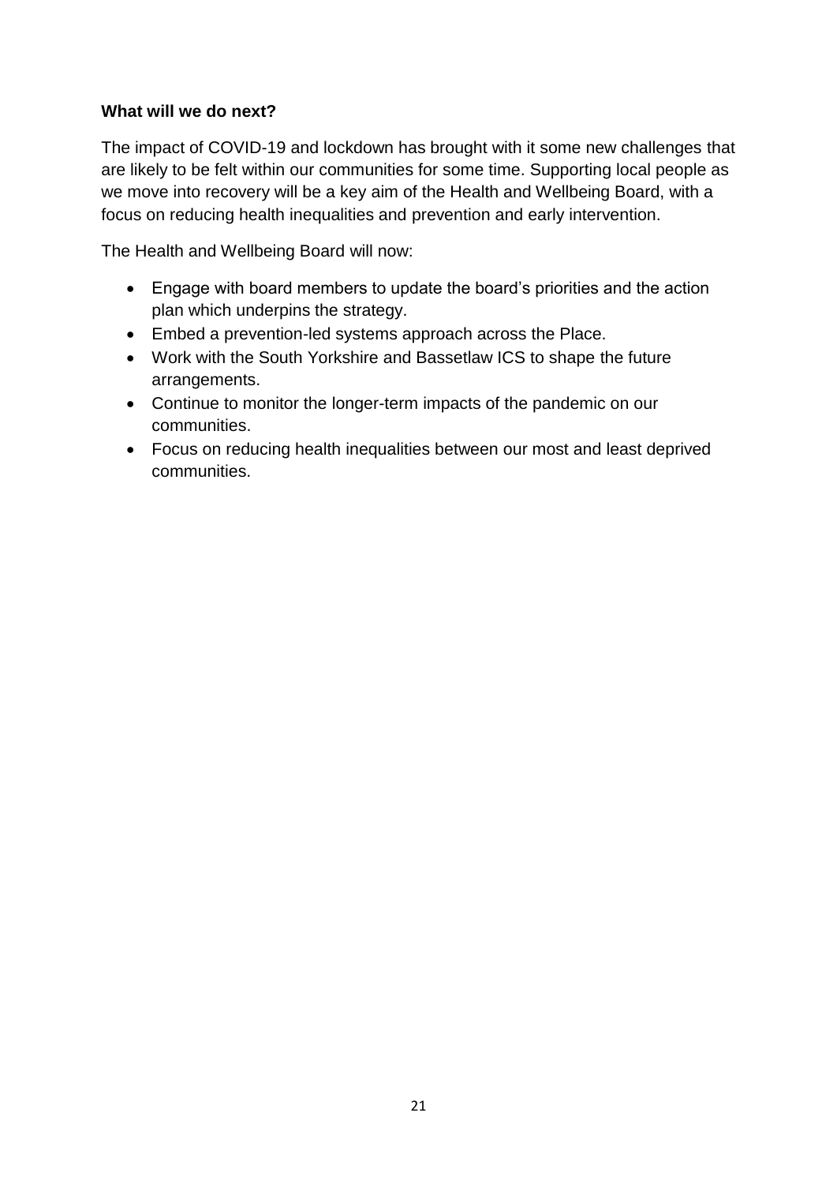**What will we do next?**

The impact of COVID-19 and lockdown has brought with it some new challenges that are likely to be felt within our communities for some time. Supporting local people as we move into recovery will be a key aim of the Health and Wellbeing Board, with a focus on reducing health inequalities and prevention and early intervention.

The Health and Wellbeing Board will now:

- Engage with board members to update the board's priorities and the action plan which underpins the strategy.
- Embed a prevention-led systems approach across the Place.
- Work with the South Yorkshire and Bassetlaw ICS to shape the future arrangements.
- Continue to monitor the longer-term impacts of the pandemic on our communities.
- Focus on reducing health inequalities between our most and least deprived communities.